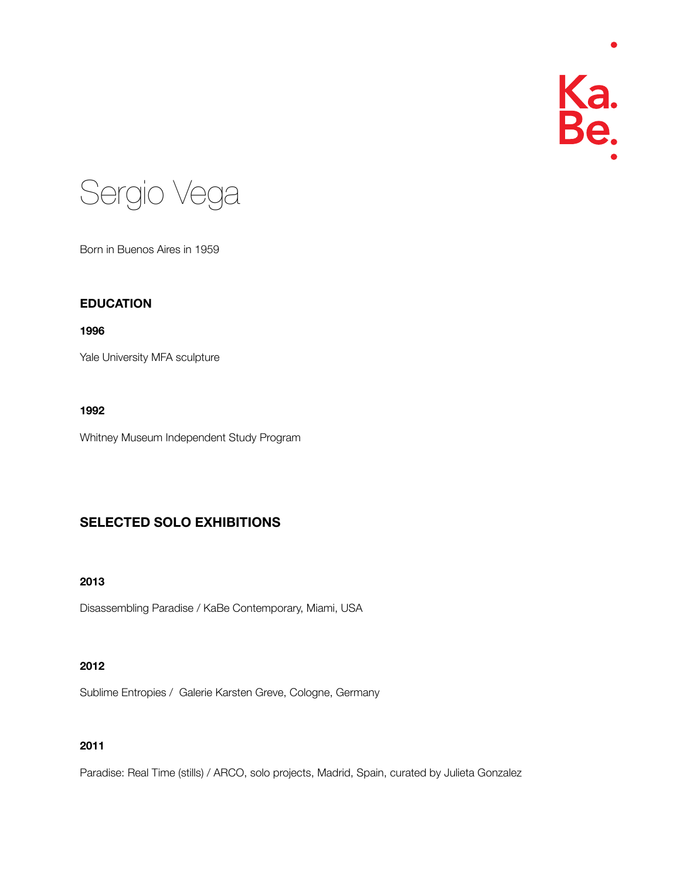Ka.
Be.

# Sergio Vega

Born in Buenos Aires in 1959

## EDUCATION

**1996**

Yale University MFA sculpture

**1992**

Whitney Museum Independent Study Program

## SELECTED SOLO EXHIBITIONS

**2013**

Disassembling Paradise / KaBe Contemporary, Miami, USA

**2012**

Sublime Entropies / Galerie Karsten Greve, Cologne, Germany

**2011**

Paradise: Real Time (stills) / ARCO, solo projects, Madrid, Spain, curated by Julieta Gonzalez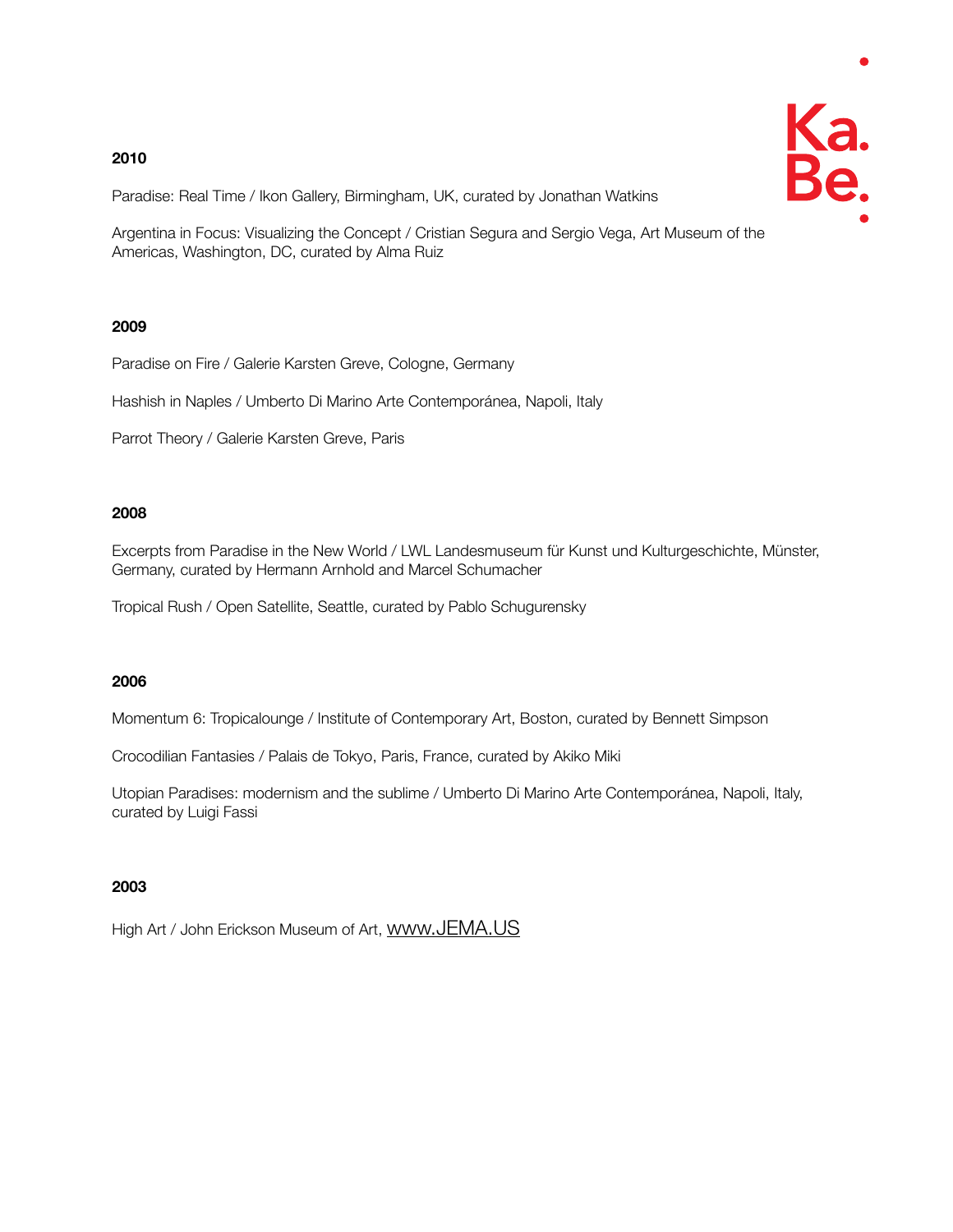**2010**

Paradise: Real Time / Ikon Gallery, Birmingham, UK, curated by Jonathan Watkins

Argentina in Focus: Visualizing the Concept / Cristian Segura and Sergio Vega, Art Museum of the Americas, Washington, DC, curated by Alma Ruiz

**2009**

Paradise on Fire / Galerie Karsten Greve, Cologne, Germany

Hashish in Naples / Umberto Di Marino Arte Contemporánea, Napoli, Italy

Parrot Theory / Galerie Karsten Greve, Paris

**2008**

Excerpts from Paradise in the New World / LWL Landesmuseum für Kunst und Kulturgeschichte, Münster, Germany, curated by Hermann Arnhold and Marcel Schumacher

Tropical Rush / Open Satellite, Seattle, curated by Pablo Schugurensky

**2006**

Momentum 6: Tropicalounge / Institute of Contemporary Art, Boston, curated by Bennett Simpson

Crocodilian Fantasies / Palais de Tokyo, Paris, France, curated by Akiko Miki

Utopian Paradises: modernism and the sublime / Umberto Di Marino Arte Contemporánea, Napoli, Italy, curated by Luigi Fassi

**2003**

High Art / John Erickson Museum of Art, www.JEMA.US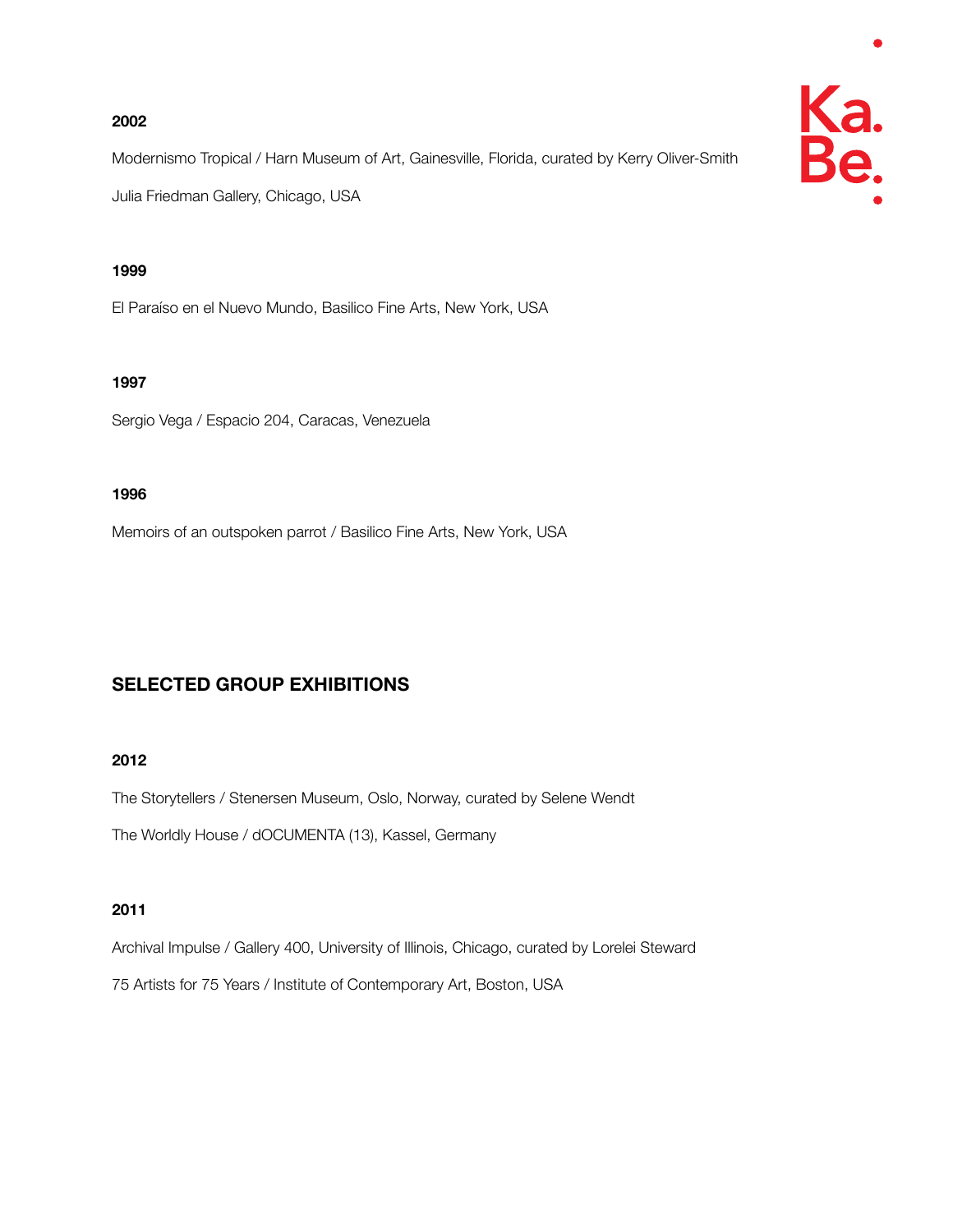### 2002

Modernismo Tropical / Harn Museum of Art, Gainesville, Florida, curated by Kerry Oliver-Smith

Julia Friedman Gallery, Chicago, USA

### 1999

El Paraíso en el Nuevo Mundo, Basilico Fine Arts, New York, USA

### 1997

Sergio Vega / Espacio 204, Caracas, Venezuela

### 1996

Memoirs of an outspoken parrot / Basilico Fine Arts, New York, USA

## SELECTED GROUP EXHIBITIONS

### 2012

The Storytellers / Stenersen Museum, Oslo, Norway, curated by Selene Wendt

The Worldly House / dOCUMENTA (13), Kassel, Germany

### 2011

Archival Impulse / Gallery 400, University of Illinois, Chicago, curated by Lorelei Steward

75 Artists for 75 Years / Institute of Contemporary Art, Boston, USA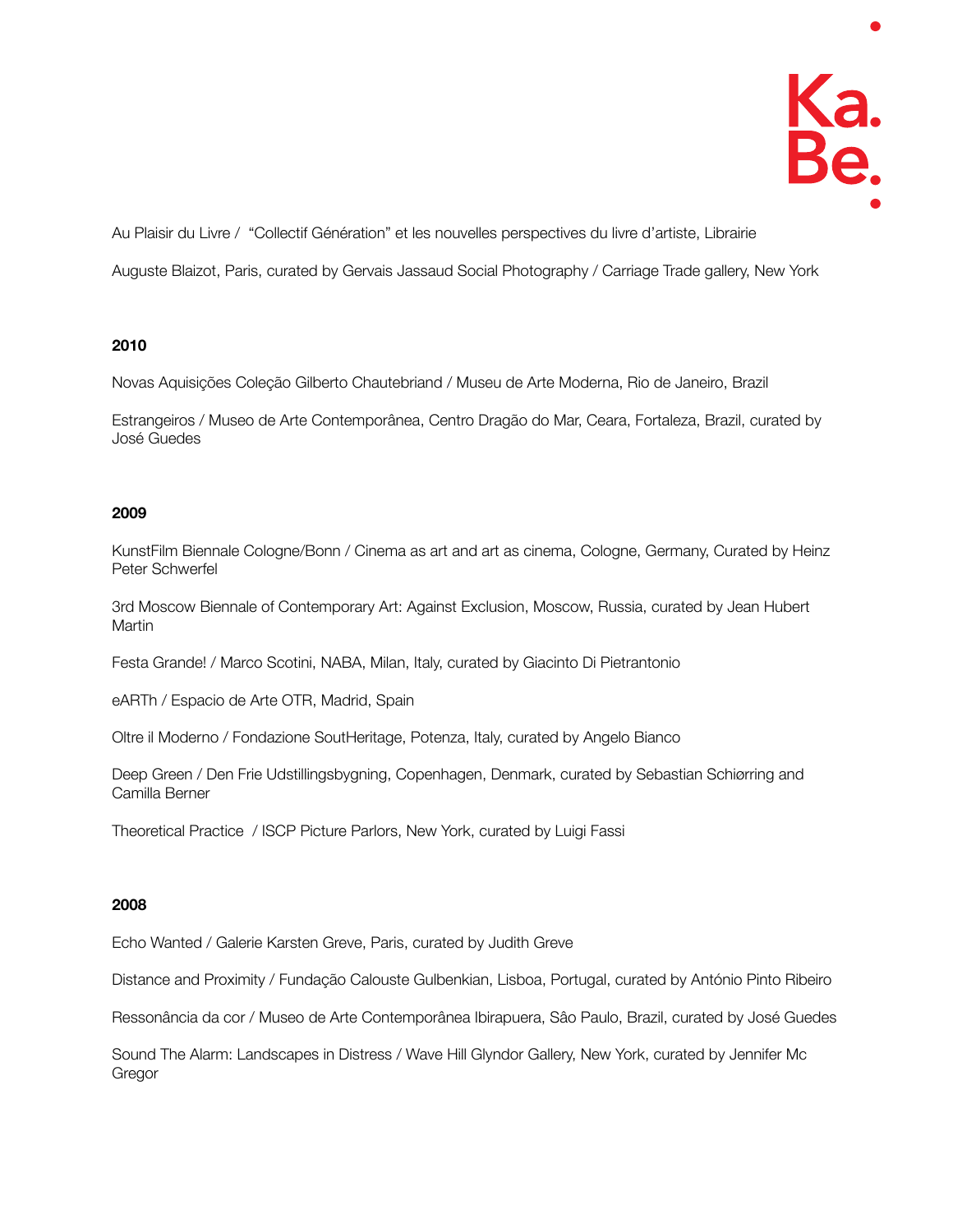Au Plaisir du Livre / "Collectif Génération" et les nouvelles perspectives du livre d'artiste, Librairie

Auguste Blaizot, Paris, curated by Gervais Jassaud Social Photography / Carriage Trade gallery, New York

**2010**

Novas Aquisições Coleção Gilberto Chautebriand / Museu de Arte Moderna, Rio de Janeiro, Brazil

Estrangeiros / Museo de Arte Contemporânea, Centro Dragão do Mar, Ceara, Fortaleza, Brazil, curated by José Guedes

**2009**

KunstFilm Biennale Cologne/Bonn / Cinema as art and art as cinema, Cologne, Germany, Curated by Heinz Peter Schwerfel

3rd Moscow Biennale of Contemporary Art: Against Exclusion, Moscow, Russia, curated by Jean Hubert Martin

Festa Grande! / Marco Scotini, NABA, Milan, Italy, curated by Giacinto Di Pietrantonio

eARTh / Espacio de Arte OTR, Madrid, Spain

Oltre il Moderno / Fondazione SoutHeritage, Potenza, Italy, curated by Angelo Bianco

Deep Green / Den Frie Udstillingsbygning, Copenhagen, Denmark, curated by Sebastian Schiørring and Camilla Berner

Theoretical Practice / ISCP Picture Parlors, New York, curated by Luigi Fassi

**2008**

Echo Wanted / Galerie Karsten Greve, Paris, curated by Judith Greve

Distance and Proximity / Fundação Calouste Gulbenkian, Lisboa, Portugal, curated by António Pinto Ribeiro

Ressonância da cor / Museo de Arte Contemporânea Ibirapuera, Sâo Paulo, Brazil, curated by José Guedes

Sound The Alarm: Landscapes in Distress / Wave Hill Glyndor Gallery, New York, curated by Jennifer Mc Gregor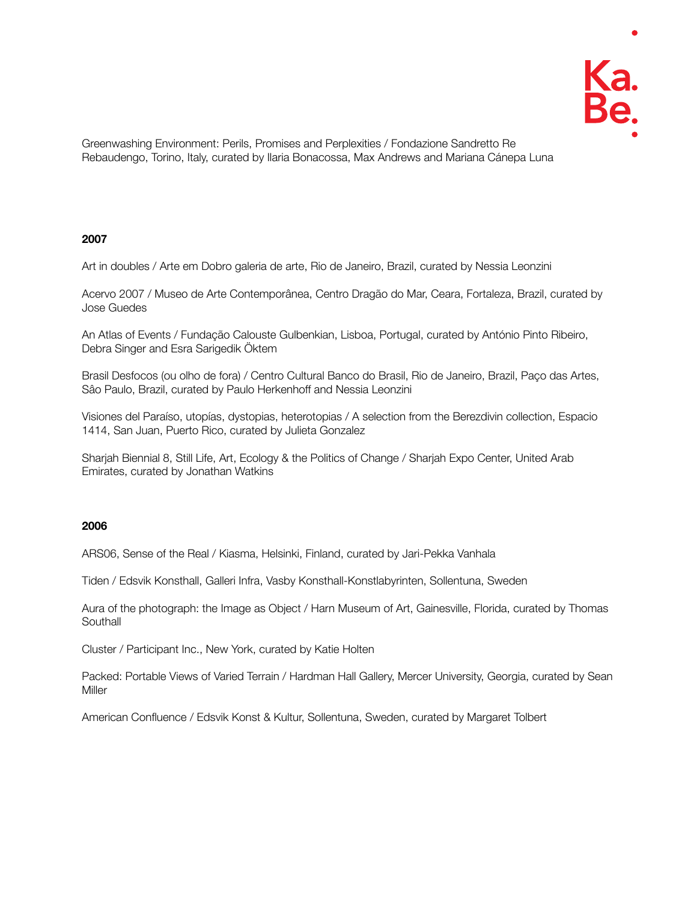Greenwashing Environment: Perils, Promises and Perplexities / Fondazione Sandretto Re Rebaudengo, Torino, Italy, curated by Ilaria Bonacossa, Max Andrews and Mariana Cánepa Luna

**2007**

Art in doubles / Arte em Dobro galeria de arte, Rio de Janeiro, Brazil, curated by Nessia Leonzini

Acervo 2007 / Museo de Arte Contemporânea, Centro Dragão do Mar, Ceara, Fortaleza, Brazil, curated by Jose Guedes

An Atlas of Events / Fundação Calouste Gulbenkian, Lisboa, Portugal, curated by António Pinto Ribeiro, Debra Singer and Esra Sarigedik Öktem

Brasil Desfocos (ou olho de fora) / Centro Cultural Banco do Brasil, Rio de Janeiro, Brazil, Paço das Artes, Sâo Paulo, Brazil, curated by Paulo Herkenhoff and Nessia Leonzini

Visiones del Paraíso, utopías, dystopias, heterotopias / A selection from the Berezdivin collection, Espacio 1414, San Juan, Puerto Rico, curated by Julieta Gonzalez

Sharjah Biennial 8, Still Life, Art, Ecology & the Politics of Change / Sharjah Expo Center, United Arab Emirates, curated by Jonathan Watkins

**2006**

ARS06, Sense of the Real / Kiasma, Helsinki, Finland, curated by Jari-Pekka Vanhala

Tiden / Edsvik Konsthall, Galleri Infra, Vasby Konsthall-Konstlabyrinten, Sollentuna, Sweden

Aura of the photograph: the Image as Object / Harn Museum of Art, Gainesville, Florida, curated by Thomas Southall

Cluster / Participant Inc., New York, curated by Katie Holten

Packed: Portable Views of Varied Terrain / Hardman Hall Gallery, Mercer University, Georgia, curated by Sean Miller

American Confluence / Edsvik Konst & Kultur, Sollentuna, Sweden, curated by Margaret Tolbert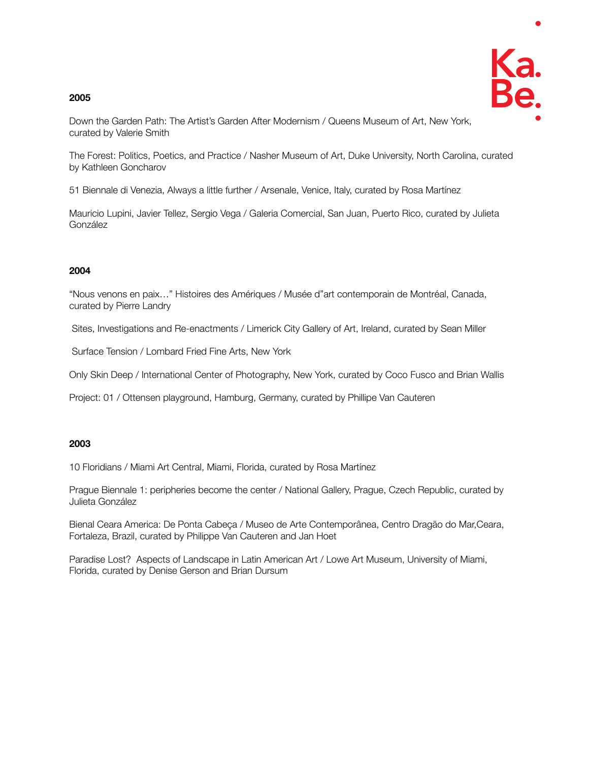**2005**

Down the Garden Path: The Artist's Garden After Modernism / Queens Museum of Art, New York, curated by Valerie Smith

The Forest: Politics, Poetics, and Practice / Nasher Museum of Art, Duke University, North Carolina, curated by Kathleen Goncharov

51 Biennale di Venezia, Always a little further / Arsenale, Venice, Italy, curated by Rosa Martínez

Mauricio Lupini, Javier Tellez, Sergio Vega / Galeria Comercial, San Juan, Puerto Rico, curated by Julieta González

**2004**

"Nous venons en paix…" Histoires des Amériques / Musée d"art contemporain de Montréal, Canada, curated by Pierre Landry

Sites, Investigations and Re-enactments / Limerick City Gallery of Art, Ireland, curated by Sean Miller

Surface Tension / Lombard Fried Fine Arts, New York

Only Skin Deep / International Center of Photography, New York, curated by Coco Fusco and Brian Wallis

Project: 01 / Ottensen playground, Hamburg, Germany, curated by Phillipe Van Cauteren

**2003**

10 Floridians / Miami Art Central, Miami, Florida, curated by Rosa Martínez

Prague Biennale 1: peripheries become the center / National Gallery, Prague, Czech Republic, curated by Julieta González

Bienal Ceara America: De Ponta Cabeça / Museo de Arte Contemporânea, Centro Dragão do Mar,Ceara, Fortaleza, Brazil, curated by Philippe Van Cauteren and Jan Hoet

Paradise Lost? Aspects of Landscape in Latin American Art / Lowe Art Museum, University of Miami, Florida, curated by Denise Gerson and Brian Dursum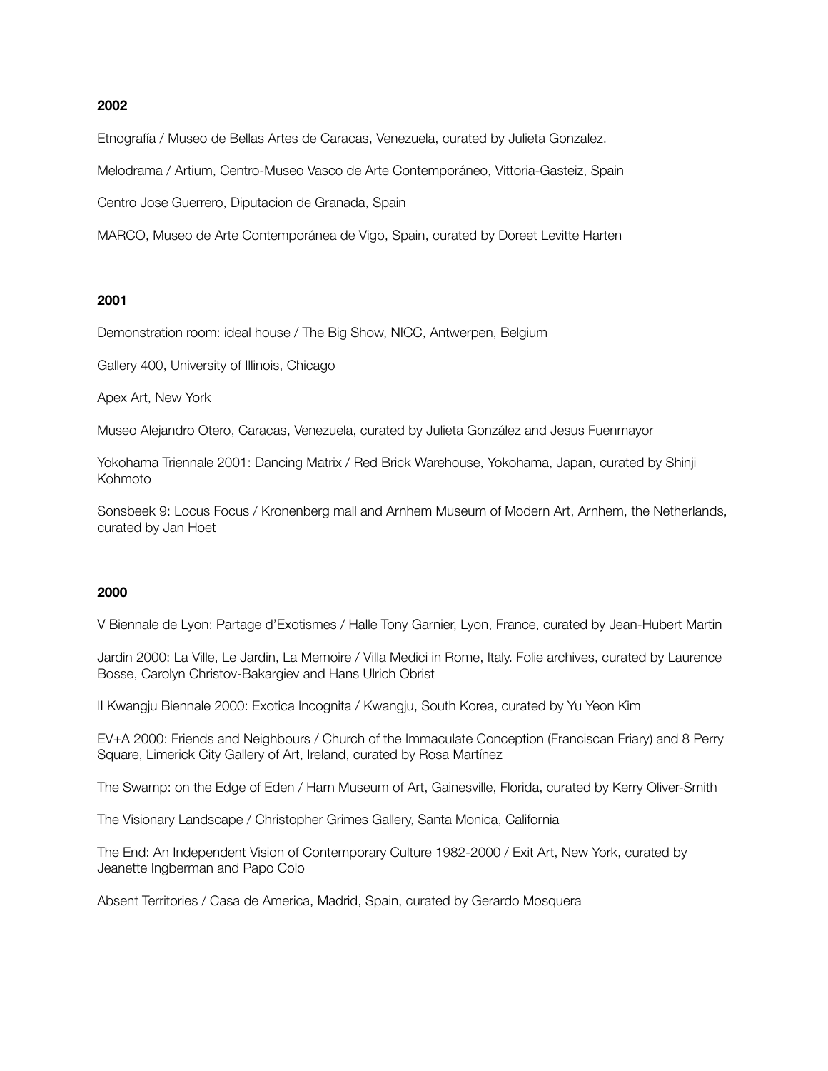**2002**

Etnografía / Museo de Bellas Artes de Caracas, Venezuela, curated by Julieta Gonzalez.

Melodrama / Artium, Centro-Museo Vasco de Arte Contemporáneo, Vittoria-Gasteiz, Spain

Centro Jose Guerrero, Diputacion de Granada, Spain

MARCO, Museo de Arte Contemporánea de Vigo, Spain, curated by Doreet Levitte Harten

**2001**

Demonstration room: ideal house / The Big Show, NICC, Antwerpen, Belgium

Gallery 400, University of Illinois, Chicago

Apex Art, New York

Museo Alejandro Otero, Caracas, Venezuela, curated by Julieta González and Jesus Fuenmayor

Yokohama Triennale 2001: Dancing Matrix / Red Brick Warehouse, Yokohama, Japan, curated by Shinji Kohmoto

Sonsbeek 9: Locus Focus / Kronenberg mall and Arnhem Museum of Modern Art, Arnhem, the Netherlands, curated by Jan Hoet

**2000**

V Biennale de Lyon: Partage d'Exotismes / Halle Tony Garnier, Lyon, France, curated by Jean-Hubert Martin

Jardin 2000: La Ville, Le Jardin, La Memoire / Villa Medici in Rome, Italy. Folie archives, curated by Laurence Bosse, Carolyn Christov-Bakargiev and Hans Ulrich Obrist

II Kwangju Biennale 2000: Exotica Incognita / Kwangju, South Korea, curated by Yu Yeon Kim

EV+A 2000: Friends and Neighbours / Church of the Immaculate Conception (Franciscan Friary) and 8 Perry Square, Limerick City Gallery of Art, Ireland, curated by Rosa Martínez

The Swamp: on the Edge of Eden / Harn Museum of Art, Gainesville, Florida, curated by Kerry Oliver-Smith

The Visionary Landscape / Christopher Grimes Gallery, Santa Monica, California

The End: An Independent Vision of Contemporary Culture 1982-2000 / Exit Art, New York, curated by Jeanette Ingberman and Papo Colo

Absent Territories / Casa de America, Madrid, Spain, curated by Gerardo Mosquera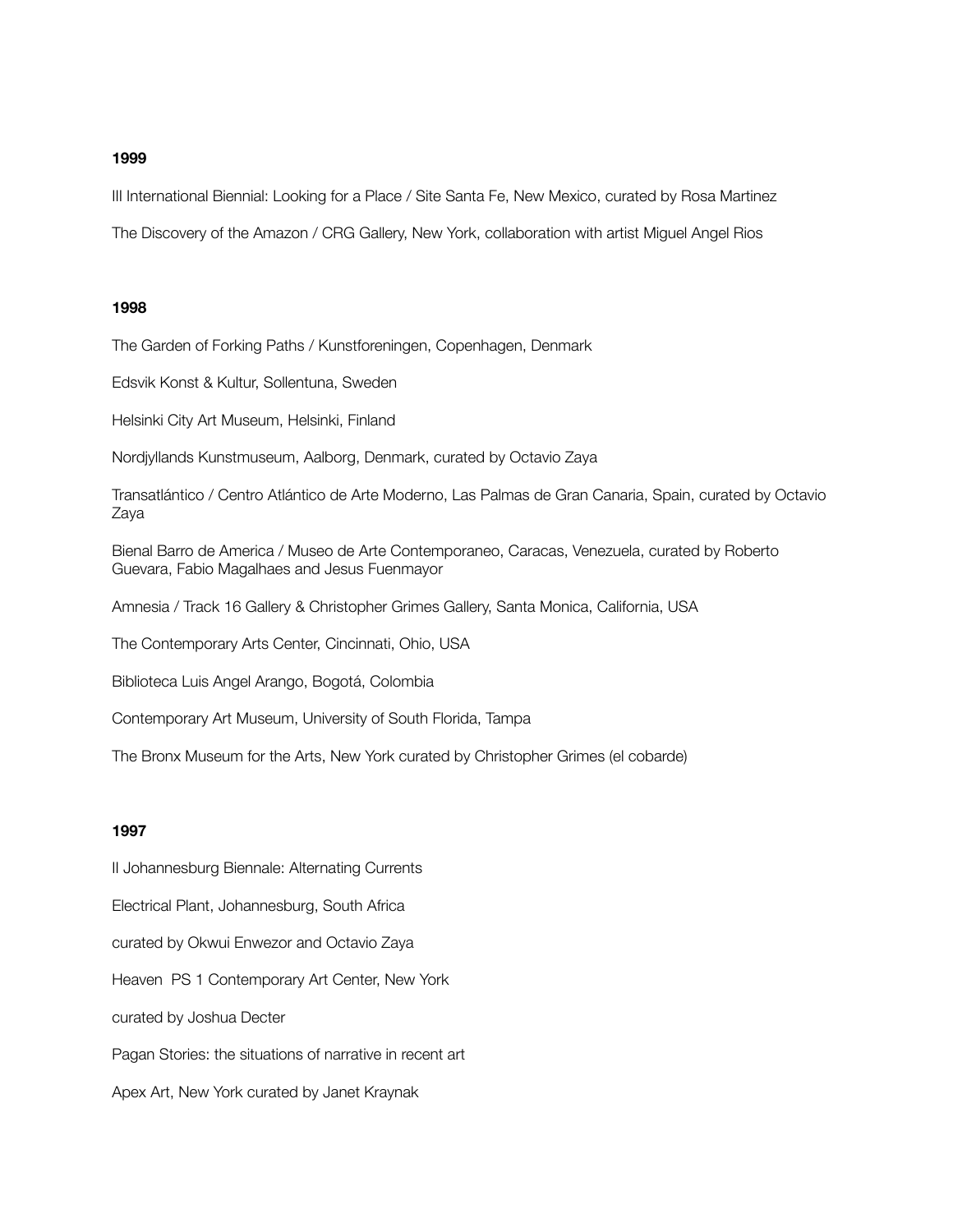**1999**

III International Biennial: Looking for a Place / Site Santa Fe, New Mexico, curated by Rosa Martinez

The Discovery of the Amazon / CRG Gallery, New York, collaboration with artist Miguel Angel Rios

**1998**

The Garden of Forking Paths / Kunstforeningen, Copenhagen, Denmark

Edsvik Konst & Kultur, Sollentuna, Sweden

Helsinki City Art Museum, Helsinki, Finland

Nordjyllands Kunstmuseum, Aalborg, Denmark, curated by Octavio Zaya

Transatlántico / Centro Atlántico de Arte Moderno, Las Palmas de Gran Canaria, Spain, curated by Octavio Zaya

Bienal Barro de America / Museo de Arte Contemporaneo, Caracas, Venezuela, curated by Roberto Guevara, Fabio Magalhaes and Jesus Fuenmayor

Amnesia / Track 16 Gallery & Christopher Grimes Gallery, Santa Monica, California, USA

The Contemporary Arts Center, Cincinnati, Ohio, USA

Biblioteca Luis Angel Arango, Bogotá, Colombia

Contemporary Art Museum, University of South Florida, Tampa

The Bronx Museum for the Arts, New York curated by Christopher Grimes (el cobarde)

**1997**

II Johannesburg Biennale: Alternating Currents

Electrical Plant, Johannesburg, South Africa

curated by Okwui Enwezor and Octavio Zaya

Heaven PS 1 Contemporary Art Center, New York

curated by Joshua Decter

Pagan Stories: the situations of narrative in recent art

Apex Art, New York curated by Janet Kraynak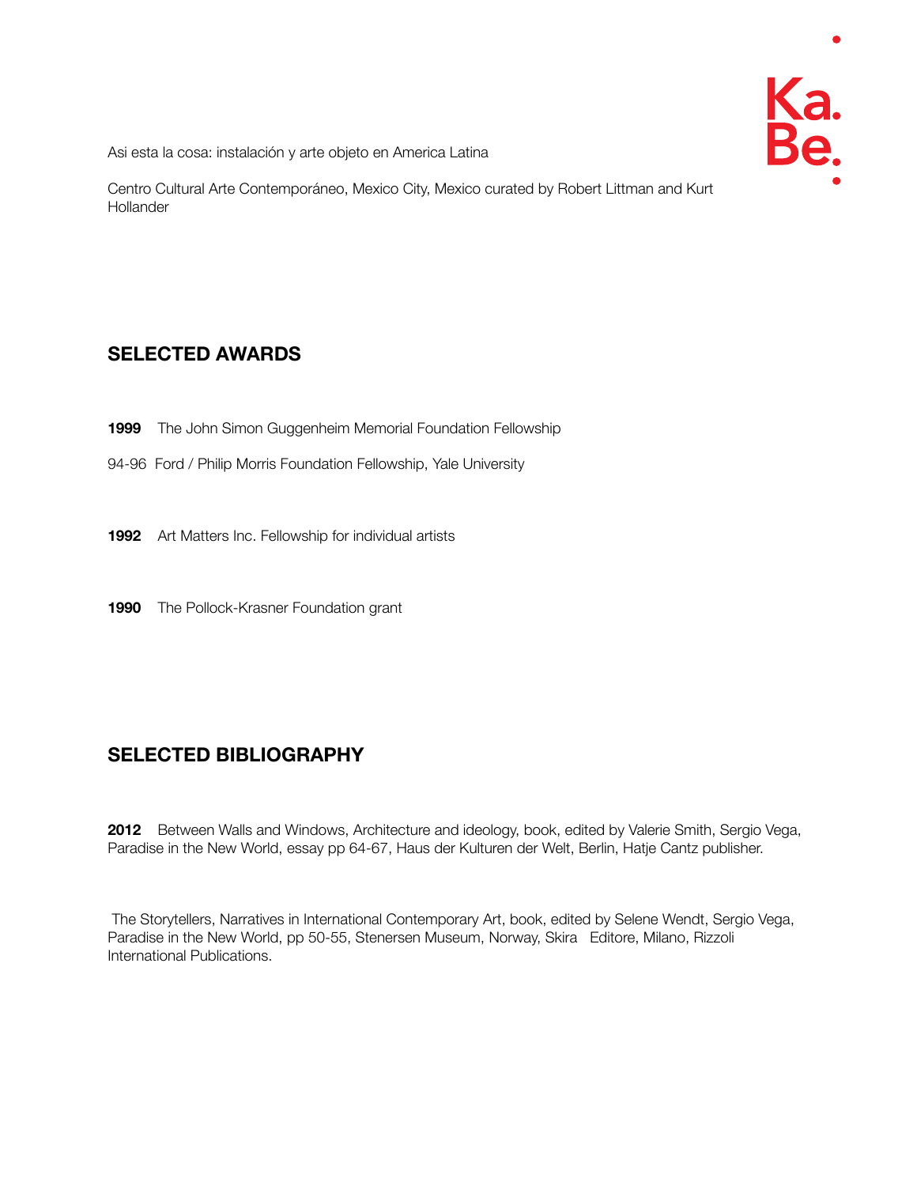Asi esta la cosa: instalación y arte objeto en America Latina

Centro Cultural Arte Contemporáneo, Mexico City, Mexico curated by Robert Littman and Kurt Hollander

## SELECTED AWARDS

**1999** The John Simon Guggenheim Memorial Foundation Fellowship

94-96 Ford / Philip Morris Foundation Fellowship, Yale University

**1992** Art Matters Inc. Fellowship for individual artists

**1990** The Pollock-Krasner Foundation grant

## SELECTED BIBLIOGRAPHY

**2012** Between Walls and Windows, Architecture and ideology, book, edited by Valerie Smith, Sergio Vega, Paradise in the New World, essay pp 64-67, Haus der Kulturen der Welt, Berlin, Hatje Cantz publisher.

The Storytellers, Narratives in International Contemporary Art, book, edited by Selene Wendt, Sergio Vega, Paradise in the New World, pp 50-55, Stenersen Museum, Norway, Skira Editore, Milano, Rizzoli International Publications.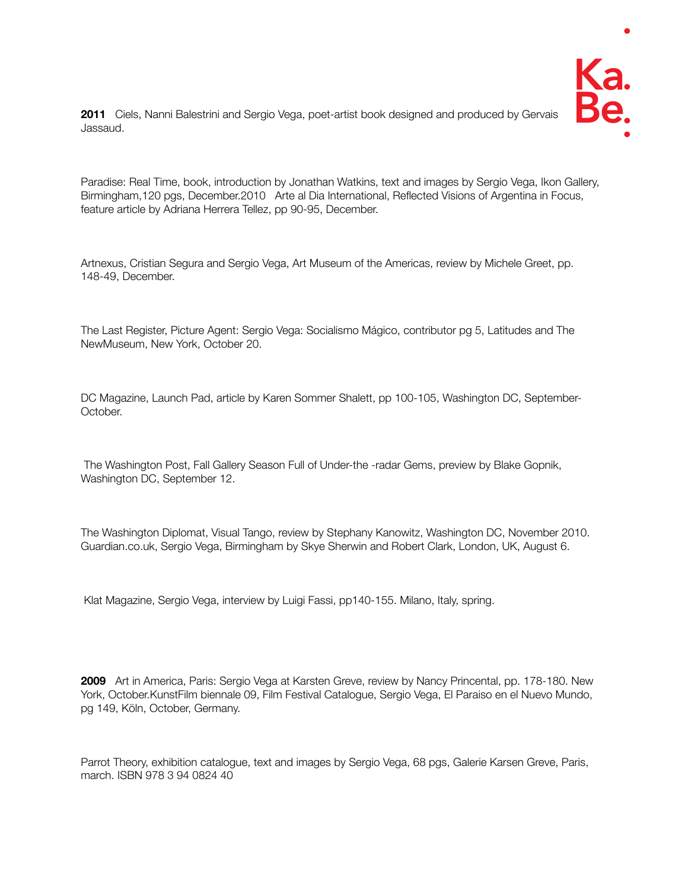**2011** Ciels, Nanni Balestrini and Sergio Vega, poet-artist book designed and produced by Gervais Jassaud.

Paradise: Real Time, book, introduction by Jonathan Watkins, text and images by Sergio Vega, Ikon Gallery, Birmingham,120 pgs, December.2010 Arte al Dia International, Reflected Visions of Argentina in Focus, feature article by Adriana Herrera Tellez, pp 90-95, December.

Artnexus, Cristian Segura and Sergio Vega, Art Museum of the Americas, review by Michele Greet, pp. 148-49, December.

The Last Register, Picture Agent: Sergio Vega: Socialismo Mágico, contributor pg 5, Latitudes and The NewMuseum, New York, October 20.

DC Magazine, Launch Pad, article by Karen Sommer Shalett, pp 100-105, Washington DC, September-October.

The Washington Post, Fall Gallery Season Full of Under-the -radar Gems, preview by Blake Gopnik, Washington DC, September 12.

The Washington Diplomat, Visual Tango, review by Stephany Kanowitz, Washington DC, November 2010. Guardian.co.uk, Sergio Vega, Birmingham by Skye Sherwin and Robert Clark, London, UK, August 6.

Klat Magazine, Sergio Vega, interview by Luigi Fassi, pp140-155. Milano, Italy, spring.

**2009** Art in America, Paris: Sergio Vega at Karsten Greve, review by Nancy Princental, pp. 178-180. New York, October.KunstFilm biennale 09, Film Festival Catalogue, Sergio Vega, El Paraiso en el Nuevo Mundo, pg 149, Köln, October, Germany.

Parrot Theory, exhibition catalogue, text and images by Sergio Vega, 68 pgs, Galerie Karsen Greve, Paris, march. ISBN 978 3 94 0824 40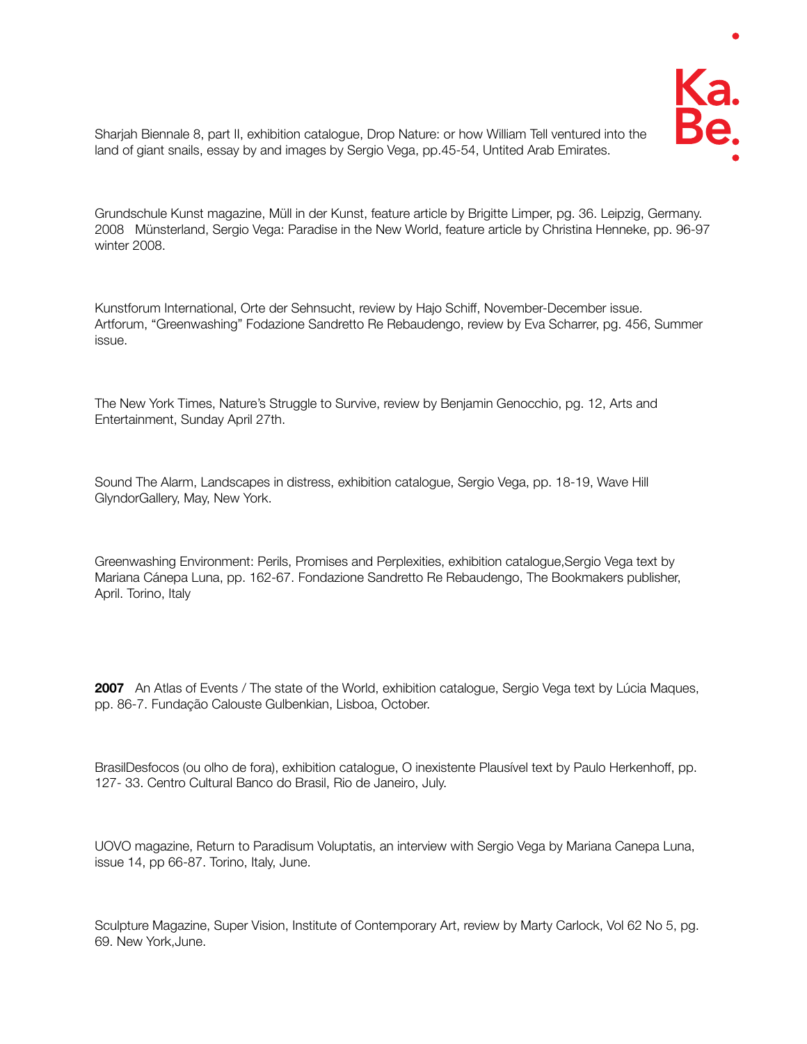Sharjah Biennale 8, part II, exhibition catalogue, Drop Nature: or how William Tell ventured into the land of giant snails, essay by and images by Sergio Vega, pp.45-54, Untited Arab Emirates.

Grundschule Kunst magazine, Müll in der Kunst, feature article by Brigitte Limper, pg. 36. Leipzig, Germany.
2008 Münsterland, Sergio Vega: Paradise in the New World, feature article by Christina Henneke, pp. 96-97 winter 2008.

Kunstforum International, Orte der Sehnsucht, review by Hajo Schiff, November-December issue.
Artforum, "Greenwashing" Fodazione Sandretto Re Rebaudengo, review by Eva Scharrer, pg. 456, Summer issue.

The New York Times, Nature's Struggle to Survive, review by Benjamin Genocchio, pg. 12, Arts and Entertainment, Sunday April 27th.

Sound The Alarm, Landscapes in distress, exhibition catalogue, Sergio Vega, pp. 18-19, Wave Hill GlyndorGallery, May, New York.

Greenwashing Environment: Perils, Promises and Perplexities, exhibition catalogue,Sergio Vega text by Mariana Cánepa Luna, pp. 162-67. Fondazione Sandretto Re Rebaudengo, The Bookmakers publisher, April. Torino, Italy

**2007** An Atlas of Events / The state of the World, exhibition catalogue, Sergio Vega text by Lúcia Maques, pp. 86-7. Fundação Calouste Gulbenkian, Lisboa, October.

BrasilDesfocos (ou olho de fora), exhibition catalogue, O inexistente Plausível text by Paulo Herkenhoff, pp. 127- 33. Centro Cultural Banco do Brasil, Rio de Janeiro, July.

UOVO magazine, Return to Paradisum Voluptatis, an interview with Sergio Vega by Mariana Canepa Luna, issue 14, pp 66-87. Torino, Italy, June.

Sculpture Magazine, Super Vision, Institute of Contemporary Art, review by Marty Carlock, Vol 62 No 5, pg. 69. New York,June.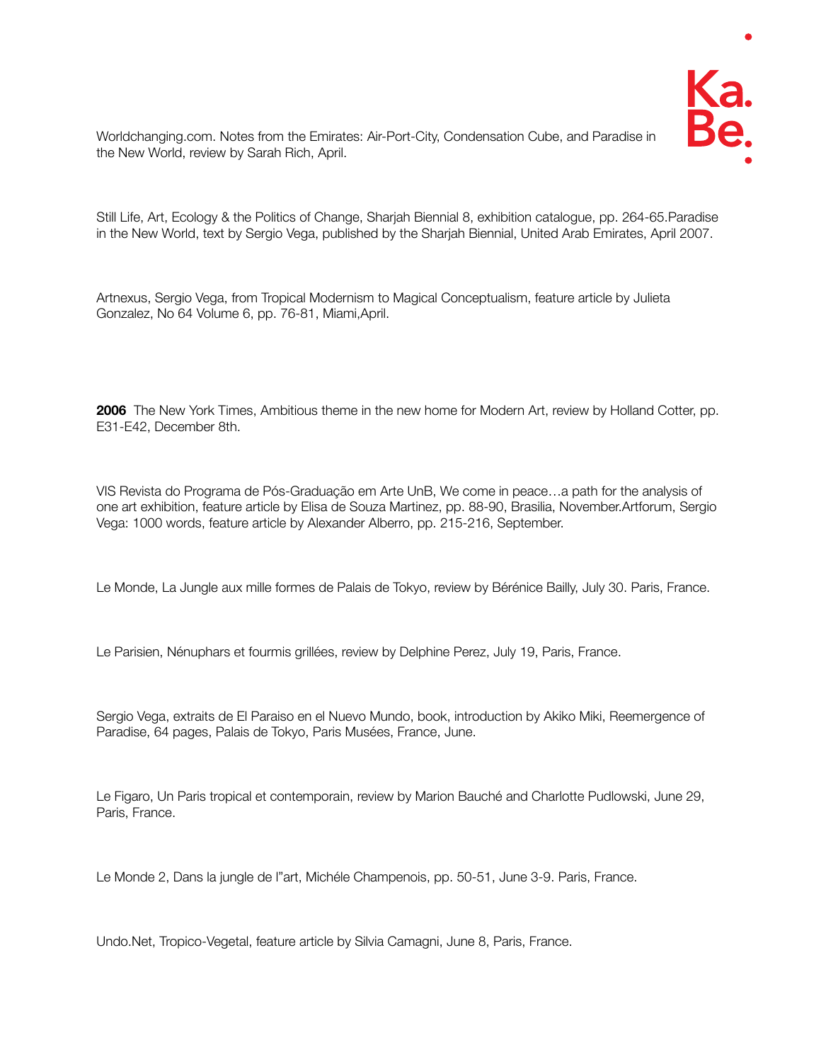Worldchanging.com. Notes from the Emirates: Air-Port-City, Condensation Cube, and Paradise in the New World, review by Sarah Rich, April.

Still Life, Art, Ecology & the Politics of Change, Sharjah Biennial 8, exhibition catalogue, pp. 264-65.Paradise in the New World, text by Sergio Vega, published by the Sharjah Biennial, United Arab Emirates, April 2007.

Artnexus, Sergio Vega, from Tropical Modernism to Magical Conceptualism, feature article by Julieta Gonzalez, No 64 Volume 6, pp. 76-81, Miami,April.

**2006** The New York Times, Ambitious theme in the new home for Modern Art, review by Holland Cotter, pp. E31-E42, December 8th.

VIS Revista do Programa de Pós-Graduação em Arte UnB, We come in peace…a path for the analysis of one art exhibition, feature article by Elisa de Souza Martinez, pp. 88-90, Brasilia, November.Artforum, Sergio Vega: 1000 words, feature article by Alexander Alberro, pp. 215-216, September.

Le Monde, La Jungle aux mille formes de Palais de Tokyo, review by Bérénice Bailly, July 30. Paris, France.

Le Parisien, Nénuphars et fourmis grillées, review by Delphine Perez, July 19, Paris, France.

Sergio Vega, extraits de El Paraiso en el Nuevo Mundo, book, introduction by Akiko Miki, Reemergence of Paradise, 64 pages, Palais de Tokyo, Paris Musées, France, June.

Le Figaro, Un Paris tropical et contemporain, review by Marion Bauché and Charlotte Pudlowski, June 29, Paris, France.

Le Monde 2, Dans la jungle de l"art, Michéle Champenois, pp. 50-51, June 3-9. Paris, France.

Undo.Net, Tropico-Vegetal, feature article by Silvia Camagni, June 8, Paris, France.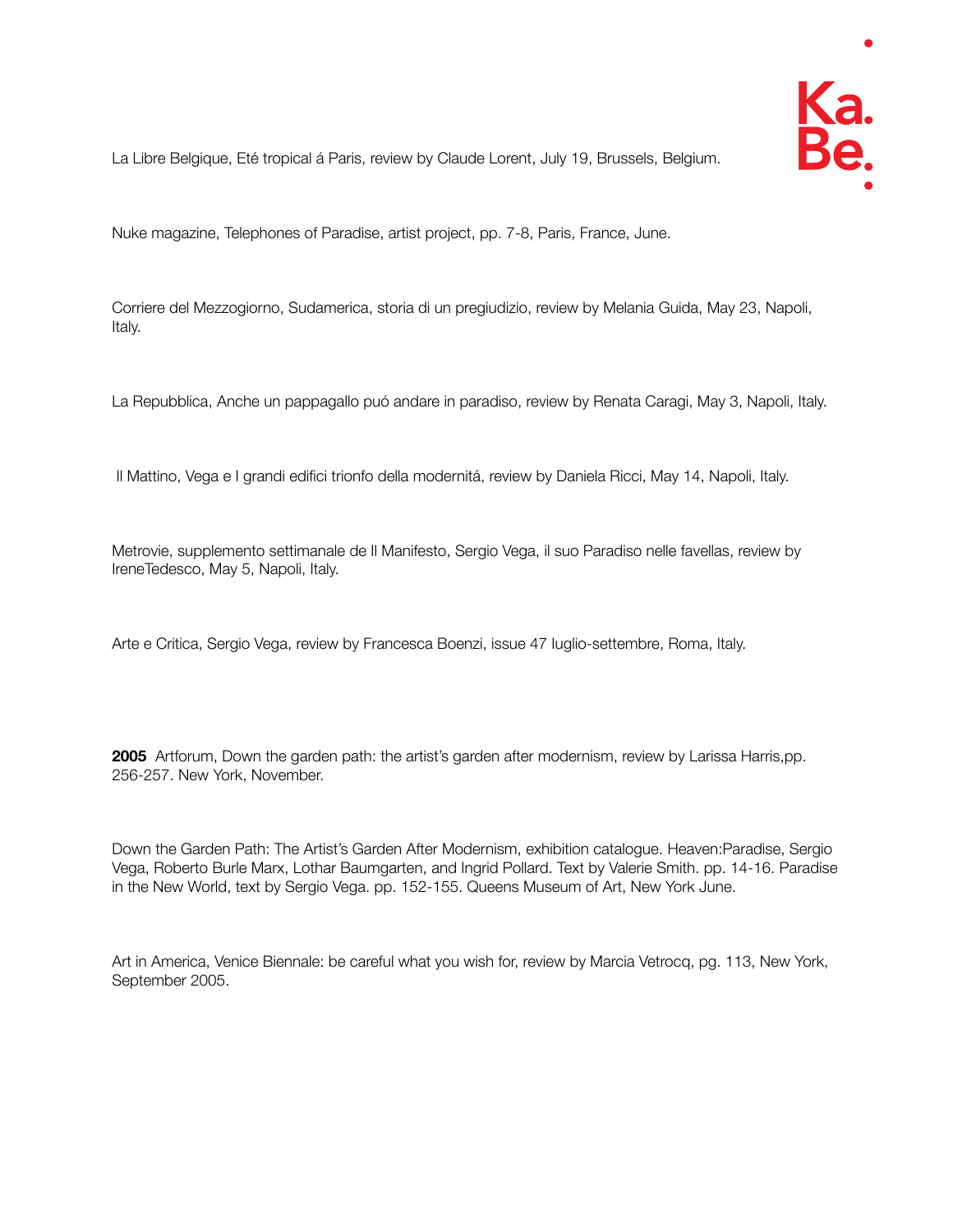La Libre Belgique, Eté tropical á Paris, review by Claude Lorent, July 19, Brussels, Belgium.

Nuke magazine, Telephones of Paradise, artist project, pp. 7-8, Paris, France, June.

Corriere del Mezzogiorno, Sudamerica, storia di un pregiudizio, review by Melania Guida, May 23, Napoli, Italy.

La Repubblica, Anche un pappagallo puó andare in paradiso, review by Renata Caragi, May 3, Napoli, Italy.

Il Mattino, Vega e I grandi edifici trionfo della modernitá, review by Daniela Ricci, May 14, Napoli, Italy.

Metrovie, supplemento settimanale de Il Manifesto, Sergio Vega, il suo Paradiso nelle favellas, review by IreneTedesco, May 5, Napoli, Italy.

Arte e Critica, Sergio Vega, review by Francesca Boenzi, issue 47 luglio-settembre, Roma, Italy.

**2005** Artforum, Down the garden path: the artist's garden after modernism, review by Larissa Harris,pp. 256-257. New York, November.

Down the Garden Path: The Artist's Garden After Modernism, exhibition catalogue. Heaven:Paradise, Sergio Vega, Roberto Burle Marx, Lothar Baumgarten, and Ingrid Pollard. Text by Valerie Smith. pp. 14-16. Paradise in the New World, text by Sergio Vega. pp. 152-155. Queens Museum of Art, New York June.

Art in America, Venice Biennale: be careful what you wish for, review by Marcia Vetrocq, pg. 113, New York, September 2005.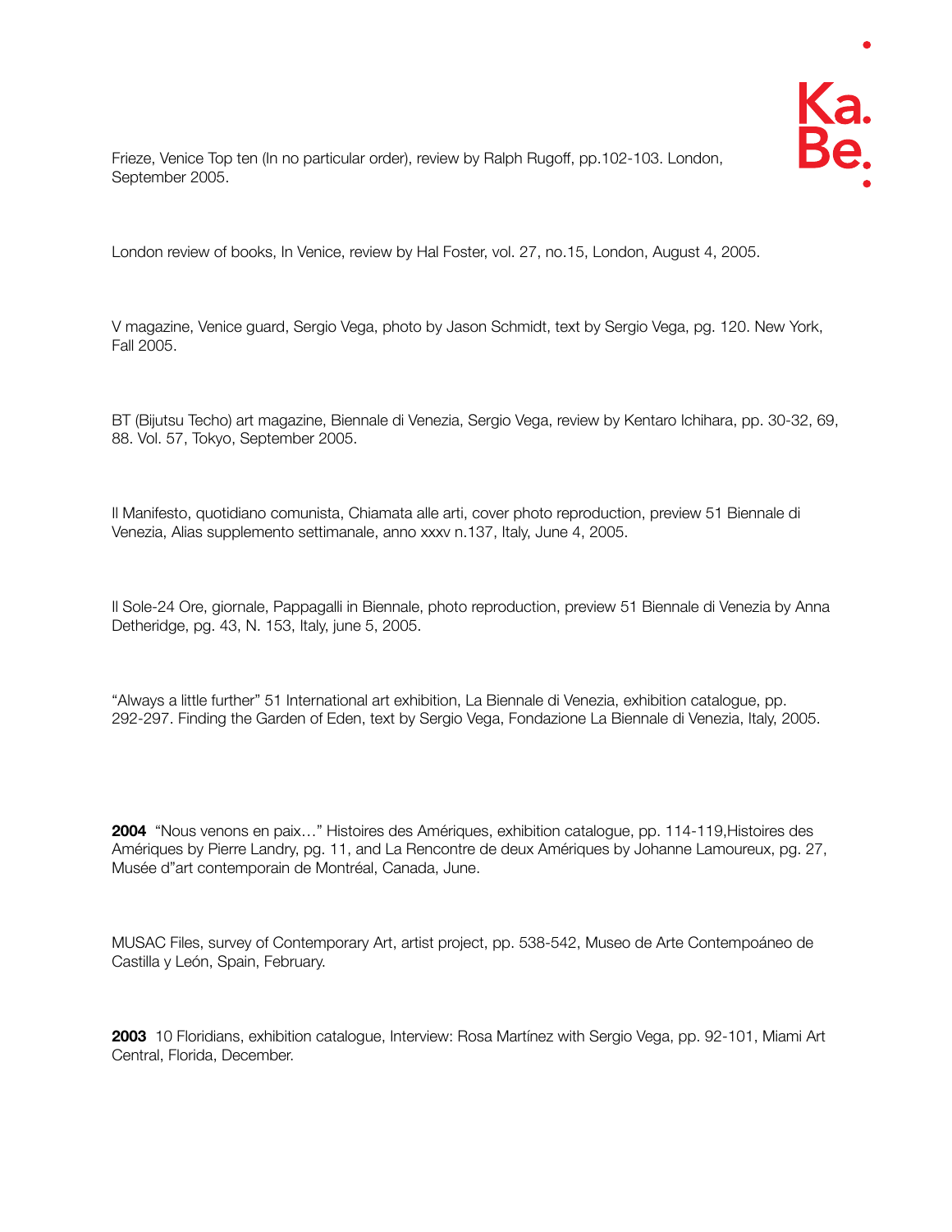Frieze, Venice Top ten (In no particular order), review by Ralph Rugoff, pp.102-103. London, September 2005.

London review of books, In Venice, review by Hal Foster, vol. 27, no.15, London, August 4, 2005.

V magazine, Venice guard, Sergio Vega, photo by Jason Schmidt, text by Sergio Vega, pg. 120. New York, Fall 2005.

BT (Bijutsu Techo) art magazine, Biennale di Venezia, Sergio Vega, review by Kentaro Ichihara, pp. 30-32, 69, 88. Vol. 57, Tokyo, September 2005.

Il Manifesto, quotidiano comunista, Chiamata alle arti, cover photo reproduction, preview 51 Biennale di Venezia, Alias supplemento settimanale, anno xxxv n.137, Italy, June 4, 2005.

Il Sole-24 Ore, giornale, Pappagalli in Biennale, photo reproduction, preview 51 Biennale di Venezia by Anna Detheridge, pg. 43, N. 153, Italy, june 5, 2005.

"Always a little further" 51 International art exhibition, La Biennale di Venezia, exhibition catalogue, pp. 292-297. Finding the Garden of Eden, text by Sergio Vega, Fondazione La Biennale di Venezia, Italy, 2005.

**2004** "Nous venons en paix…" Histoires des Amériques, exhibition catalogue, pp. 114-119,Histoires des Amériques by Pierre Landry, pg. 11, and La Rencontre de deux Amériques by Johanne Lamoureux, pg. 27, Musée d"art contemporain de Montréal, Canada, June.

MUSAC Files, survey of Contemporary Art, artist project, pp. 538-542, Museo de Arte Contempoáneo de Castilla y León, Spain, February.

**2003** 10 Floridians, exhibition catalogue, Interview: Rosa Martínez with Sergio Vega, pp. 92-101, Miami Art Central, Florida, December.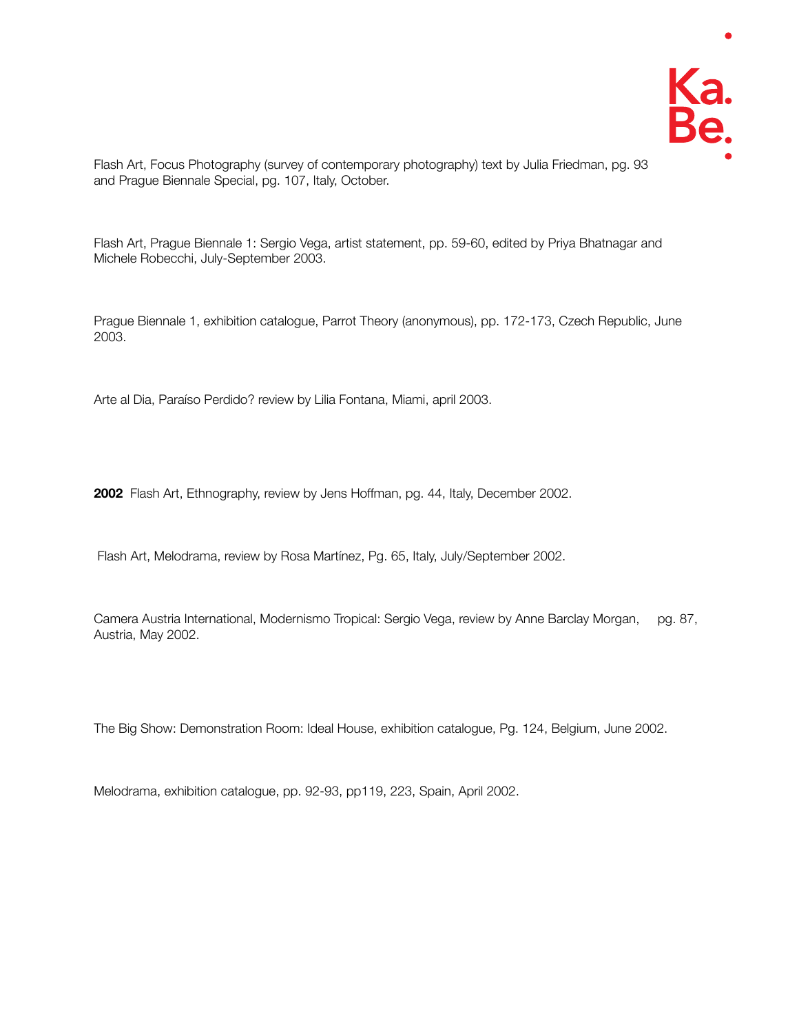Flash Art, Focus Photography (survey of contemporary photography) text by Julia Friedman, pg. 93 and Prague Biennale Special, pg. 107, Italy, October.

Flash Art, Prague Biennale 1: Sergio Vega, artist statement, pp. 59-60, edited by Priya Bhatnagar and Michele Robecchi, July-September 2003.

Prague Biennale 1, exhibition catalogue, Parrot Theory (anonymous), pp. 172-173, Czech Republic, June 2003.

Arte al Dia, Paraíso Perdido? review by Lilia Fontana, Miami, april 2003.

**2002** Flash Art, Ethnography, review by Jens Hoffman, pg. 44, Italy, December 2002.

Flash Art, Melodrama, review by Rosa Martínez, Pg. 65, Italy, July/September 2002.

Camera Austria International, Modernismo Tropical: Sergio Vega, review by Anne Barclay Morgan, pg. 87, Austria, May 2002.

The Big Show: Demonstration Room: Ideal House, exhibition catalogue, Pg. 124, Belgium, June 2002.

Melodrama, exhibition catalogue, pp. 92-93, pp119, 223, Spain, April 2002.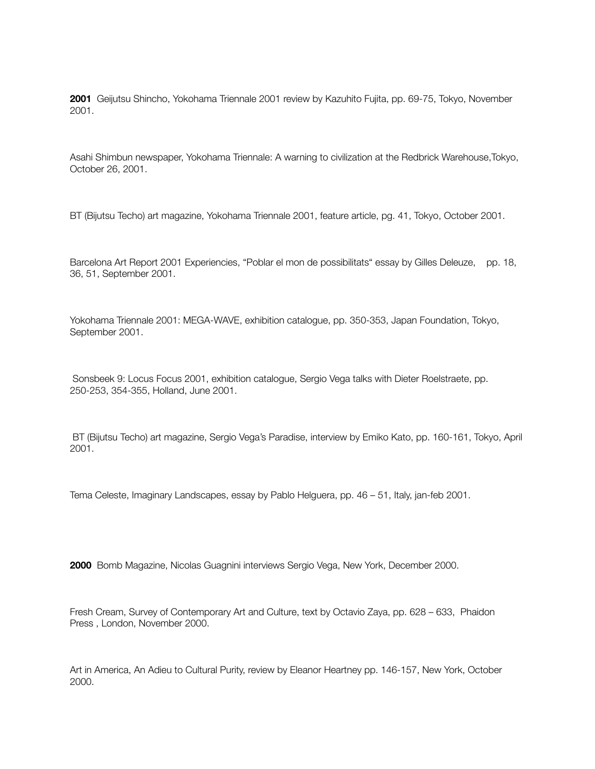**2001** Geijutsu Shincho, Yokohama Triennale 2001 review by Kazuhito Fujita, pp. 69-75, Tokyo, November 2001.

Asahi Shimbun newspaper, Yokohama Triennale: A warning to civilization at the Redbrick Warehouse,Tokyo, October 26, 2001.

BT (Bijutsu Techo) art magazine, Yokohama Triennale 2001, feature article, pg. 41, Tokyo, October 2001.

Barcelona Art Report 2001 Experiencies, "Poblar el mon de possibilitats" essay by Gilles Deleuze, pp. 18, 36, 51, September 2001.

Yokohama Triennale 2001: MEGA-WAVE, exhibition catalogue, pp. 350-353, Japan Foundation, Tokyo, September 2001.

Sonsbeek 9: Locus Focus 2001, exhibition catalogue, Sergio Vega talks with Dieter Roelstraete, pp. 250-253, 354-355, Holland, June 2001.

BT (Bijutsu Techo) art magazine, Sergio Vega's Paradise, interview by Emiko Kato, pp. 160-161, Tokyo, April 2001.

Tema Celeste, Imaginary Landscapes, essay by Pablo Helguera, pp. 46 – 51, Italy, jan-feb 2001.

**2000** Bomb Magazine, Nicolas Guagnini interviews Sergio Vega, New York, December 2000.

Fresh Cream, Survey of Contemporary Art and Culture, text by Octavio Zaya, pp. 628 – 633, Phaidon Press , London, November 2000.

Art in America, An Adieu to Cultural Purity, review by Eleanor Heartney pp. 146-157, New York, October 2000.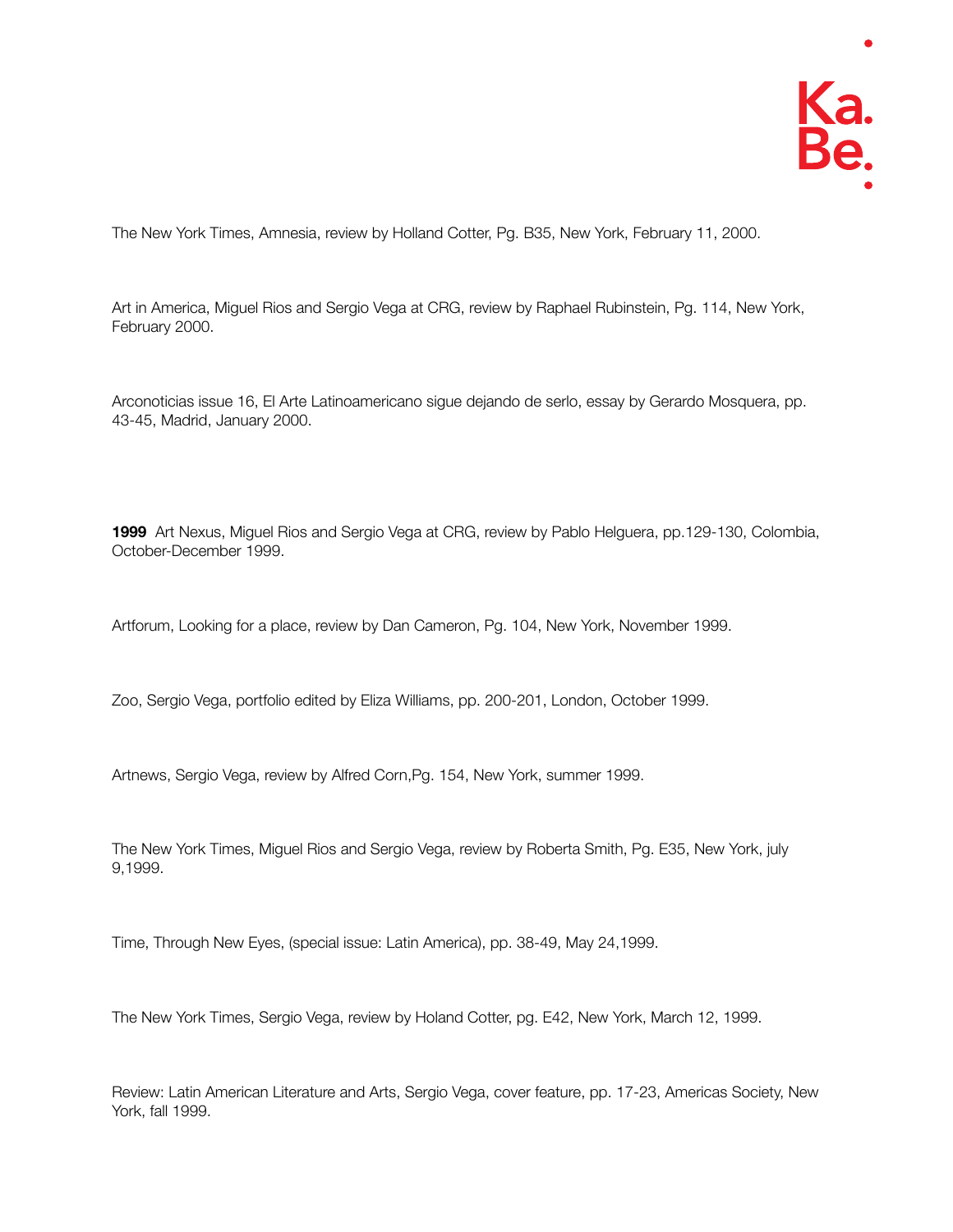The New York Times, Amnesia, review by Holland Cotter, Pg. B35, New York, February 11, 2000.

Art in America, Miguel Rios and Sergio Vega at CRG, review by Raphael Rubinstein, Pg. 114, New York, February 2000.

Arconoticias issue 16, El Arte Latinoamericano sigue dejando de serlo, essay by Gerardo Mosquera, pp. 43-45, Madrid, January 2000.

**1999** Art Nexus, Miguel Rios and Sergio Vega at CRG, review by Pablo Helguera, pp.129-130, Colombia, October-December 1999.

Artforum, Looking for a place, review by Dan Cameron, Pg. 104, New York, November 1999.

Zoo, Sergio Vega, portfolio edited by Eliza Williams, pp. 200-201, London, October 1999.

Artnews, Sergio Vega, review by Alfred Corn,Pg. 154, New York, summer 1999.

The New York Times, Miguel Rios and Sergio Vega, review by Roberta Smith, Pg. E35, New York, july 9,1999.

Time, Through New Eyes, (special issue: Latin America), pp. 38-49, May 24,1999.

The New York Times, Sergio Vega, review by Holand Cotter, pg. E42, New York, March 12, 1999.

Review: Latin American Literature and Arts, Sergio Vega, cover feature, pp. 17-23, Americas Society, New York, fall 1999.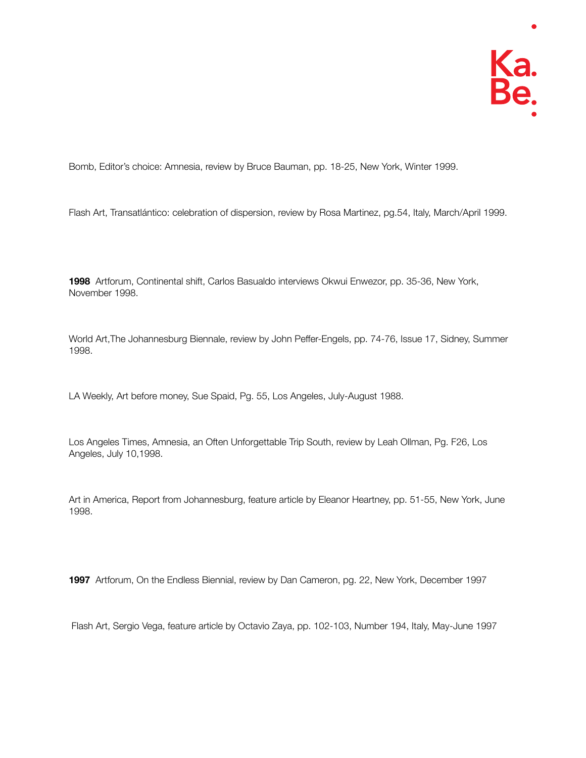Bomb, Editor's choice: Amnesia, review by Bruce Bauman, pp. 18-25, New York, Winter 1999.

Flash Art, Transatlántico: celebration of dispersion, review by Rosa Martinez, pg.54, Italy, March/April 1999.

**1998** Artforum, Continental shift, Carlos Basualdo interviews Okwui Enwezor, pp. 35-36, New York, November 1998.

World Art,The Johannesburg Biennale, review by John Peffer-Engels, pp. 74-76, Issue 17, Sidney, Summer 1998.

LA Weekly, Art before money, Sue Spaid, Pg. 55, Los Angeles, July-August 1988.

Los Angeles Times, Amnesia, an Often Unforgettable Trip South, review by Leah Ollman, Pg. F26, Los Angeles, July 10,1998.

Art in America, Report from Johannesburg, feature article by Eleanor Heartney, pp. 51-55, New York, June 1998.

**1997** Artforum, On the Endless Biennial, review by Dan Cameron, pg. 22, New York, December 1997

Flash Art, Sergio Vega, feature article by Octavio Zaya, pp. 102-103, Number 194, Italy, May-June 1997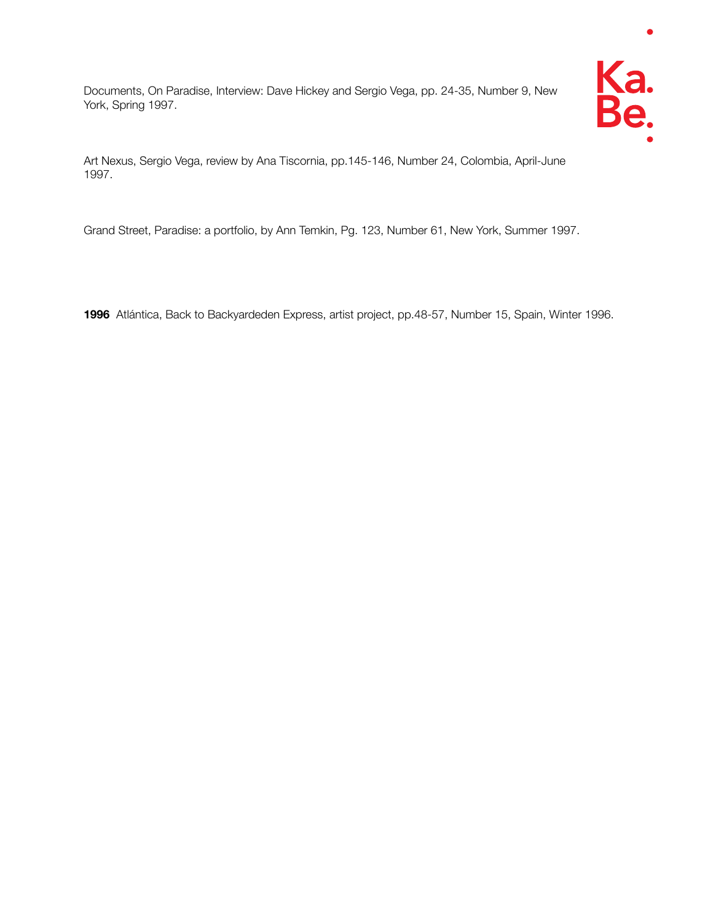Documents, On Paradise, Interview: Dave Hickey and Sergio Vega, pp. 24-35, Number 9, New York, Spring 1997.

Art Nexus, Sergio Vega, review by Ana Tiscornia, pp.145-146, Number 24, Colombia, April-June 1997.

Grand Street, Paradise: a portfolio, by Ann Temkin, Pg. 123, Number 61, New York, Summer 1997.

**1996** Atlántica, Back to Backyardeden Express, artist project, pp.48-57, Number 15, Spain, Winter 1996.